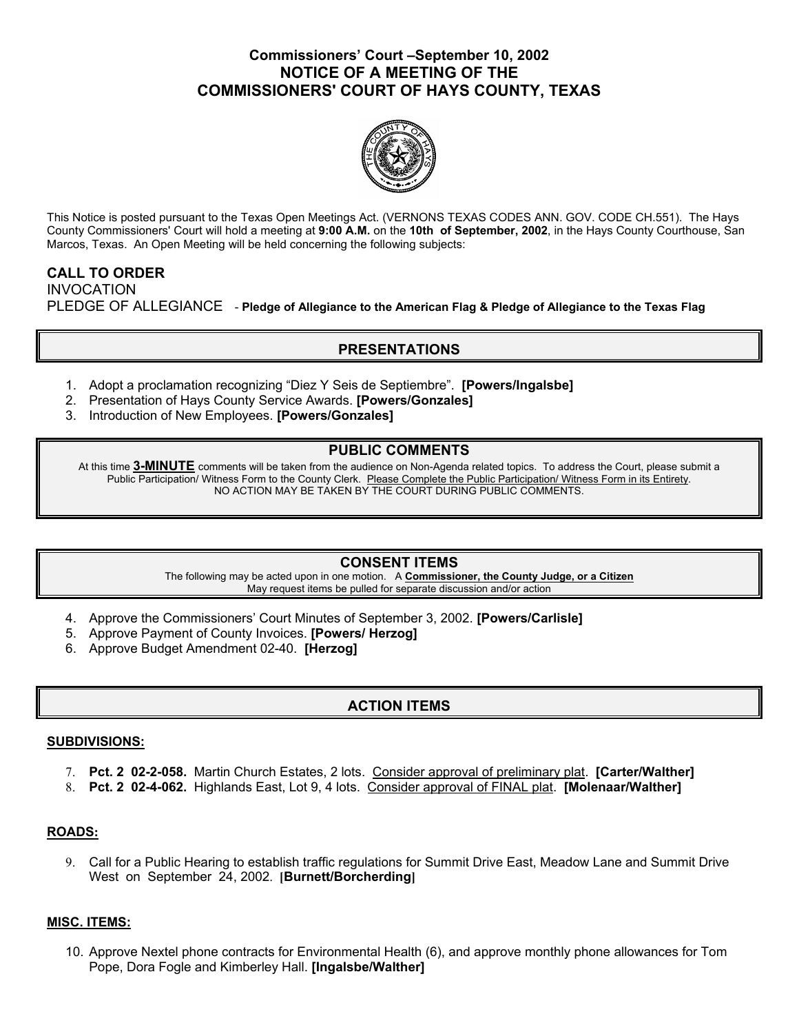# Commissioners' Court –September 10, 2002
# NOTICE OF A MEETING OF THE COMMISSIONERS' COURT OF HAYS COUNTY, TEXAS

This Notice is posted pursuant to the Texas Open Meetings Act. (VERNONS TEXAS CODES ANN. GOV. CODE CH.551). The Hays County Commissioners' Court will hold a meeting at **9:00 A.M.** on the **10th of September, 2002**, in the Hays County Courthouse, San Marcos, Texas. An Open Meeting will be held concerning the following subjects:

**CALL TO ORDER**

INVOCATION

PLEDGE OF ALLEGIANCE - **Pledge of Allegiance to the American Flag & Pledge of Allegiance to the Texas Flag**

## PRESENTATIONS

1. Adopt a proclamation recognizing "Diez Y Seis de Septiembre". **[Powers/Ingalsbe]**
2. Presentation of Hays County Service Awards. **[Powers/Gonzales]**
3. Introduction of New Employees. **[Powers/Gonzales]**

## PUBLIC COMMENTS

At this time **3-MINUTE** comments will be taken from the audience on Non-Agenda related topics. To address the Court, please submit a Public Participation/ Witness Form to the County Clerk. Please Complete the Public Participation/ Witness Form in its Entirety.
NO ACTION MAY BE TAKEN BY THE COURT DURING PUBLIC COMMENTS.

## CONSENT ITEMS

The following may be acted upon in one motion. A **Commissioner, the County Judge, or a Citizen** May request items be pulled for separate discussion and/or action

4. Approve the Commissioners' Court Minutes of September 3, 2002. **[Powers/Carlisle]**
5. Approve Payment of County Invoices. **[Powers/ Herzog]**
6. Approve Budget Amendment 02-40. **[Herzog]**

## ACTION ITEMS

### SUBDIVISIONS:

7. **Pct. 2 02-2-058.** Martin Church Estates, 2 lots. Consider approval of preliminary plat. **[Carter/Walther]**
8. **Pct. 2 02-4-062.** Highlands East, Lot 9, 4 lots. Consider approval of FINAL plat. **[Molenaar/Walther]**

### ROADS:

9. Call for a Public Hearing to establish traffic regulations for Summit Drive East, Meadow Lane and Summit Drive West on September 24, 2002. **[Burnett/Borcherding]**

### MISC. ITEMS:

10. Approve Nextel phone contracts for Environmental Health (6), and approve monthly phone allowances for Tom Pope, Dora Fogle and Kimberley Hall. **[Ingalsbe/Walther]**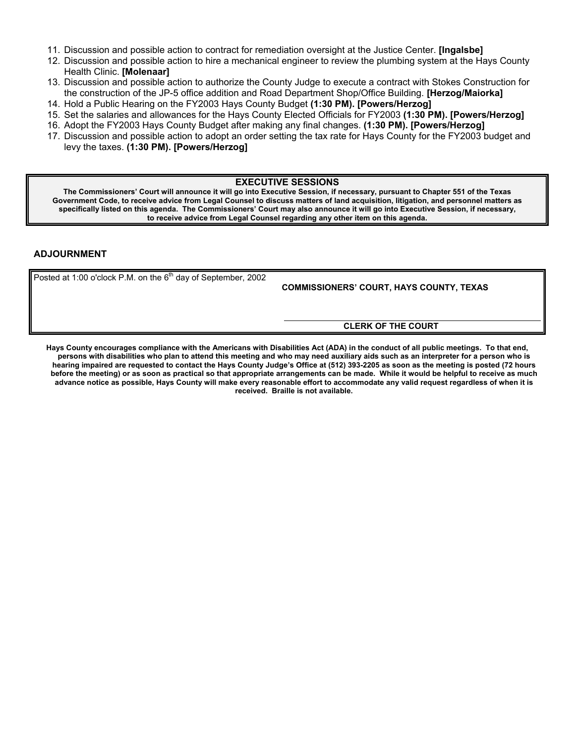11. Discussion and possible action to contract for remediation oversight at the Justice Center. **[Ingalsbe]**
12. Discussion and possible action to hire a mechanical engineer to review the plumbing system at the Hays County Health Clinic. **[Molenaar]**
13. Discussion and possible action to authorize the County Judge to execute a contract with Stokes Construction for the construction of the JP-5 office addition and Road Department Shop/Office Building. **[Herzog/Maiorka]**
14. Hold a Public Hearing on the FY2003 Hays County Budget **(1:30 PM). [Powers/Herzog]**
15. Set the salaries and allowances for the Hays County Elected Officials for FY2003 **(1:30 PM). [Powers/Herzog]**
16. Adopt the FY2003 Hays County Budget after making any final changes. **(1:30 PM). [Powers/Herzog]**
17. Discussion and possible action to adopt an order setting the tax rate for Hays County for the FY2003 budget and levy the taxes. **(1:30 PM). [Powers/Herzog]**

## EXECUTIVE SESSIONS

**The Commissioners' Court will announce it will go into Executive Session, if necessary, pursuant to Chapter 551 of the Texas Government Code, to receive advice from Legal Counsel to discuss matters of land acquisition, litigation, and personnel matters as specifically listed on this agenda. The Commissioners' Court may also announce it will go into Executive Session, if necessary, to receive advice from Legal Counsel regarding any other item on this agenda.**

## ADJOURNMENT

Posted at 1:00 o'clock P.M. on the 6th day of September, 2002

**COMMISSIONERS' COURT, HAYS COUNTY, TEXAS**

**CLERK OF THE COURT**

**Hays County encourages compliance with the Americans with Disabilities Act (ADA) in the conduct of all public meetings. To that end, persons with disabilities who plan to attend this meeting and who may need auxiliary aids such as an interpreter for a person who is hearing impaired are requested to contact the Hays County Judge's Office at (512) 393-2205 as soon as the meeting is posted (72 hours before the meeting) or as soon as practical so that appropriate arrangements can be made. While it would be helpful to receive as much advance notice as possible, Hays County will make every reasonable effort to accommodate any valid request regardless of when it is received. Braille is not available.**